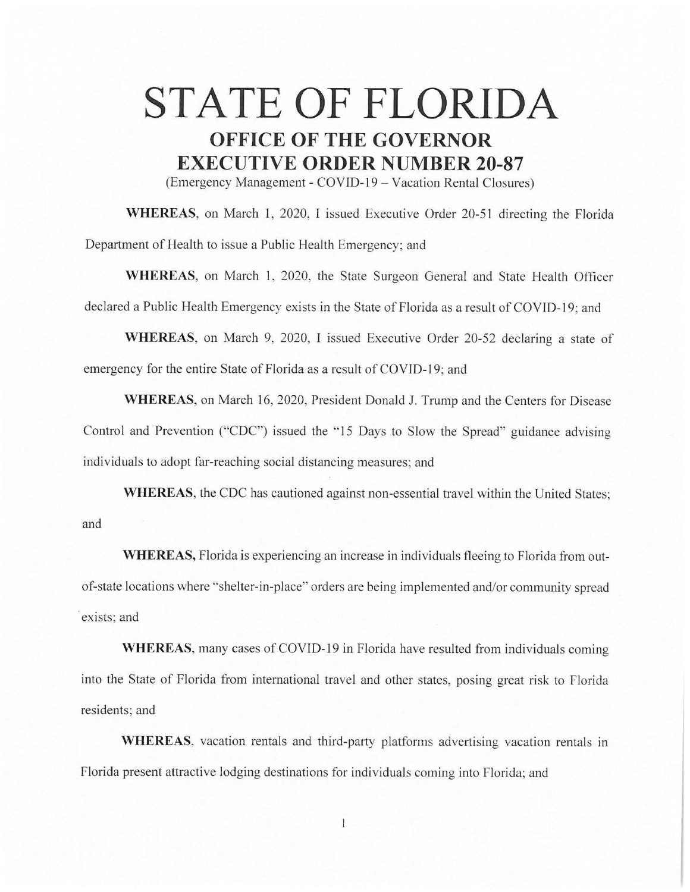# STATE OF FLORIDA

## OFFICE OF THE GOVERNOR

## EXECUTIVE ORDER NUMBER 20-87

(Emergency Management - COVID-19 – Vacation Rental Closures)

**WHEREAS**, on March 1, 2020, I issued Executive Order 20-51 directing the Florida Department of Health to issue a Public Health Emergency; and

**WHEREAS**, on March 1, 2020, the State Surgeon General and State Health Officer declared a Public Health Emergency exists in the State of Florida as a result of COVID-19; and

**WHEREAS**, on March 9, 2020, I issued Executive Order 20-52 declaring a state of emergency for the entire State of Florida as a result of COVID-19; and

**WHEREAS**, on March 16, 2020, President Donald J. Trump and the Centers for Disease Control and Prevention ("CDC") issued the "15 Days to Slow the Spread" guidance advising individuals to adopt far-reaching social distancing measures; and

**WHEREAS**, the CDC has cautioned against non-essential travel within the United States; and

**WHEREAS,** Florida is experiencing an increase in individuals fleeing to Florida from out-of-state locations where "shelter-in-place" orders are being implemented and/or community spread exists; and

**WHEREAS**, many cases of COVID-19 in Florida have resulted from individuals coming into the State of Florida from international travel and other states, posing great risk to Florida residents; and

**WHEREAS**, vacation rentals and third-party platforms advertising vacation rentals in Florida present attractive lodging destinations for individuals coming into Florida; and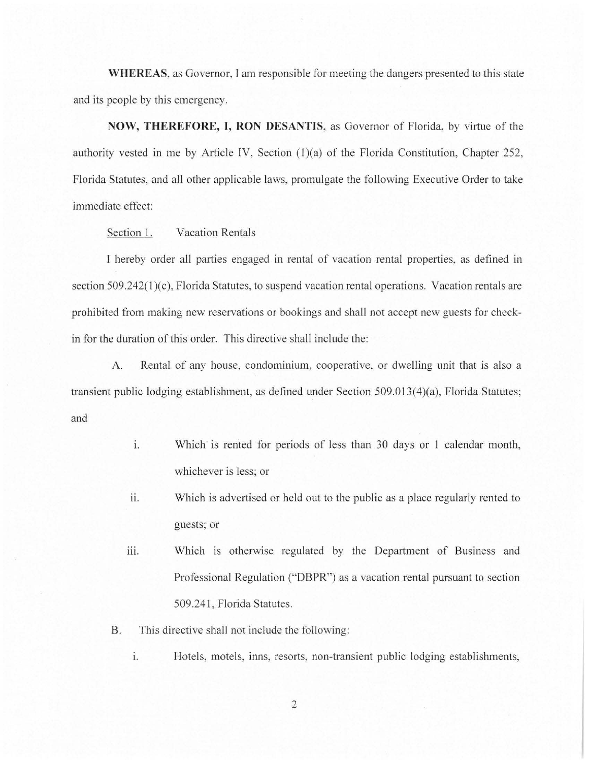**WHEREAS**, as Governor, I am responsible for meeting the dangers presented to this state and its people by this emergency.

**NOW, THEREFORE, I, RON DESANTIS**, as Governor of Florida, by virtue of the authority vested in me by Article IV, Section (1)(a) of the Florida Constitution, Chapter 252, Florida Statutes, and all other applicable laws, promulgate the following Executive Order to take immediate effect:

Section 1. Vacation Rentals

I hereby order all parties engaged in rental of vacation rental properties, as defined in section 509.242(1)(c), Florida Statutes, to suspend vacation rental operations. Vacation rentals are prohibited from making new reservations or bookings and shall not accept new guests for check-in for the duration of this order. This directive shall include the:

A. Rental of any house, condominium, cooperative, or dwelling unit that is also a transient public lodging establishment, as defined under Section 509.013(4)(a), Florida Statutes; and

   i. Which is rented for periods of less than 30 days or 1 calendar month, whichever is less; or

   ii. Which is advertised or held out to the public as a place regularly rented to guests; or

   iii. Which is otherwise regulated by the Department of Business and Professional Regulation ("DBPR") as a vacation rental pursuant to section 509.241, Florida Statutes.

B. This directive shall not include the following:

   i. Hotels, motels, inns, resorts, non-transient public lodging establishments,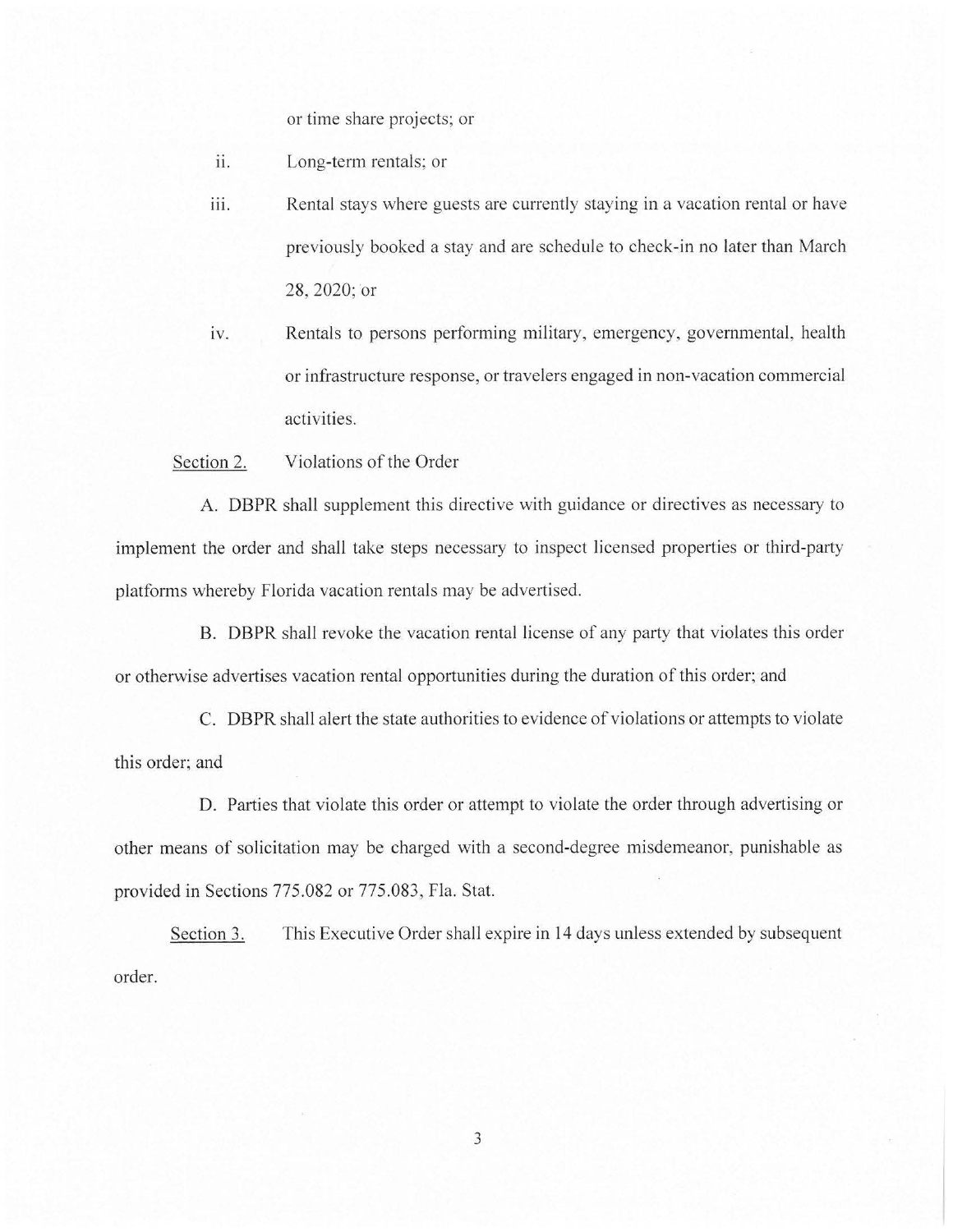or time share projects; or

ii. Long-term rentals; or

iii. Rental stays where guests are currently staying in a vacation rental or have previously booked a stay and are schedule to check-in no later than March 28, 2020; or

iv. Rentals to persons performing military, emergency, governmental, health or infrastructure response, or travelers engaged in non-vacation commercial activities.

<u>Section 2.</u> Violations of the Order

A. DBPR shall supplement this directive with guidance or directives as necessary to implement the order and shall take steps necessary to inspect licensed properties or third-party platforms whereby Florida vacation rentals may be advertised.

B. DBPR shall revoke the vacation rental license of any party that violates this order or otherwise advertises vacation rental opportunities during the duration of this order; and

C. DBPR shall alert the state authorities to evidence of violations or attempts to violate this order; and

D. Parties that violate this order or attempt to violate the order through advertising or other means of solicitation may be charged with a second-degree misdemeanor, punishable as provided in Sections 775.082 or 775.083, Fla. Stat.

<u>Section 3.</u> This Executive Order shall expire in 14 days unless extended by subsequent order.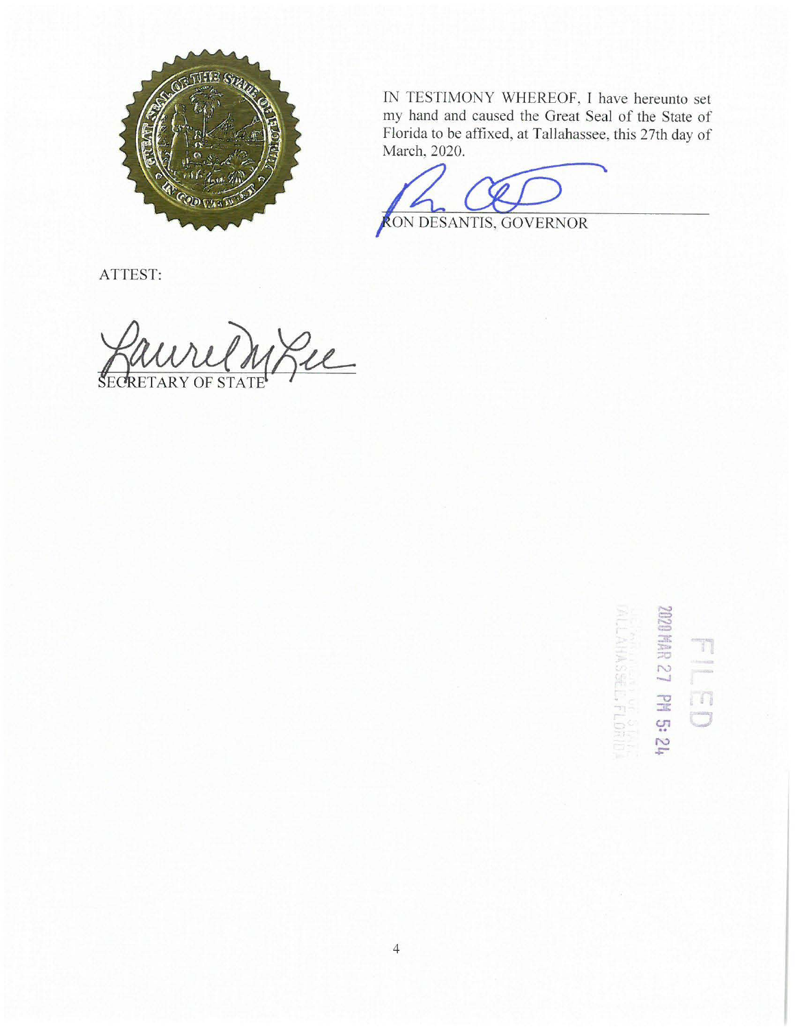IN TESTIMONY WHEREOF, I have hereunto set my hand and caused the Great Seal of the State of Florida to be affixed, at Tallahassee, this 27th day of March, 2020.

RON DESANTIS, GOVERNOR

ATTEST:

SECRETARY OF STATE

FILED

2020 MAR 27 PM 5:24

DEPARTMENT OF STATE
TALLAHASSEE, FLORIDA